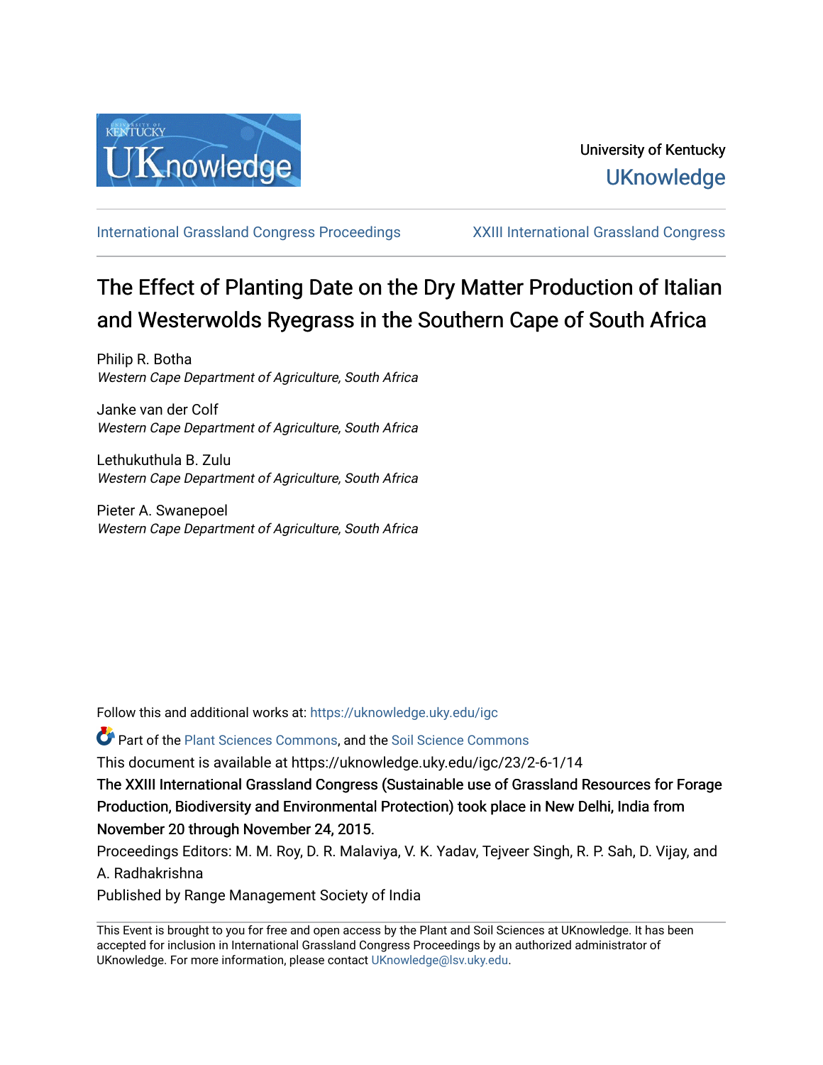University of Kentucky
UKnowledge

International Grassland Congress Proceedings | XXIII International Grassland Congress

# The Effect of Planting Date on the Dry Matter Production of Italian and Westerwolds Ryegrass in the Southern Cape of South Africa

Philip R. Botha
*Western Cape Department of Agriculture, South Africa*

Janke van der Colf
*Western Cape Department of Agriculture, South Africa*

Lethukuthula B. Zulu
*Western Cape Department of Agriculture, South Africa*

Pieter A. Swanepoel
*Western Cape Department of Agriculture, South Africa*

Follow this and additional works at: https://uknowledge.uky.edu/igc

Part of the Plant Sciences Commons, and the Soil Science Commons

This document is available at https://uknowledge.uky.edu/igc/23/2-6-1/14

The XXIII International Grassland Congress (Sustainable use of Grassland Resources for Forage Production, Biodiversity and Environmental Protection) took place in New Delhi, India from November 20 through November 24, 2015.

Proceedings Editors: M. M. Roy, D. R. Malaviya, V. K. Yadav, Tejveer Singh, R. P. Sah, D. Vijay, and A. Radhakrishna

Published by Range Management Society of India

This Event is brought to you for free and open access by the Plant and Soil Sciences at UKnowledge. It has been accepted for inclusion in International Grassland Congress Proceedings by an authorized administrator of UKnowledge. For more information, please contact UKnowledge@lsv.uky.edu.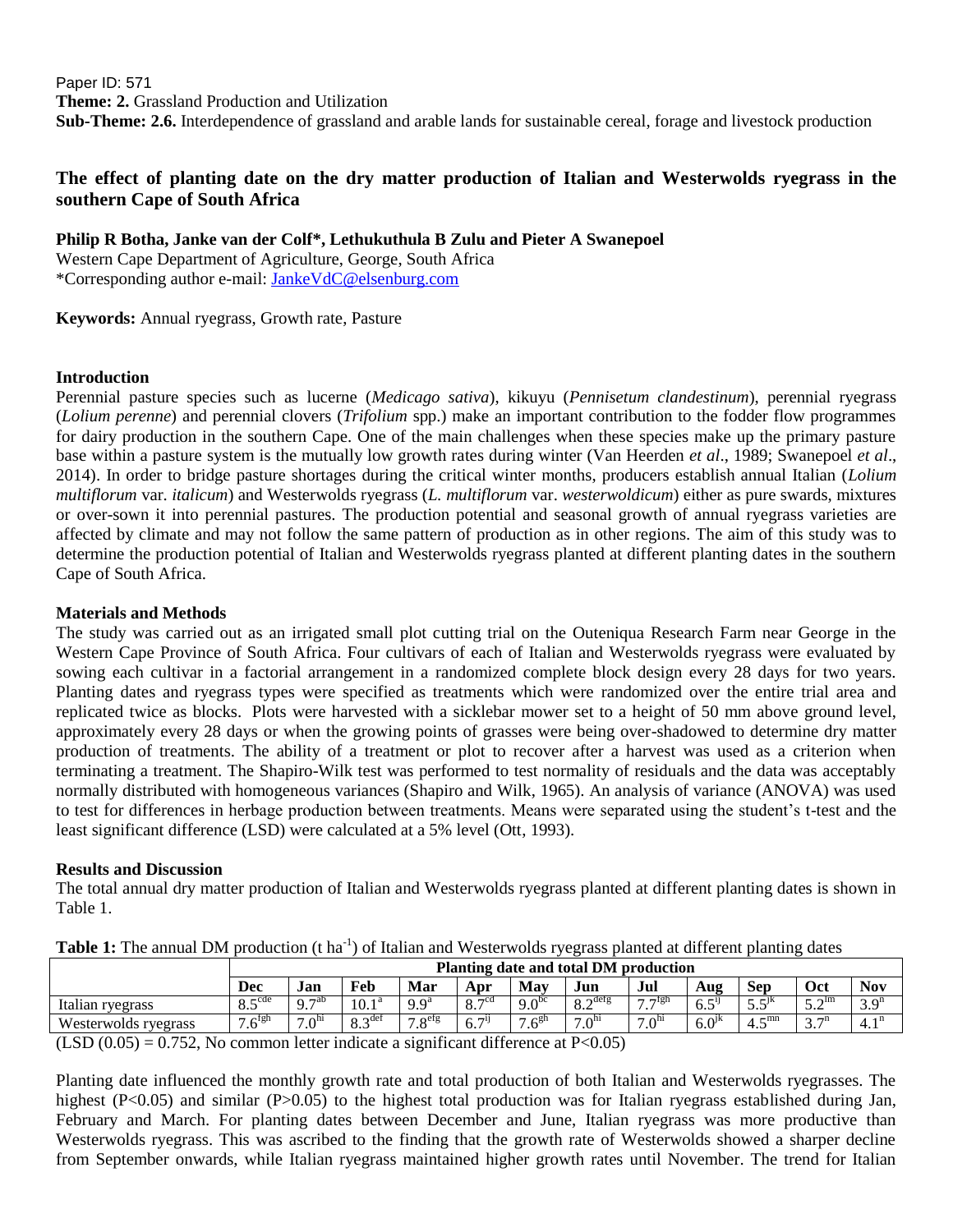Paper ID: 571
**Theme: 2.** Grassland Production and Utilization
**Sub-Theme: 2.6.** Interdependence of grassland and arable lands for sustainable cereal, forage and livestock production

## The effect of planting date on the dry matter production of Italian and Westerwolds ryegrass in the southern Cape of South Africa

**Philip R Botha, Janke van der Colf\*, Lethukuthula B Zulu and Pieter A Swanepoel**
Western Cape Department of Agriculture, George, South Africa
\*Corresponding author e-mail: JankeVdC@elsenburg.com

**Keywords:** Annual ryegrass, Growth rate, Pasture

### Introduction

Perennial pasture species such as lucerne (*Medicago sativa*), kikuyu (*Pennisetum clandestinum*), perennial ryegrass (*Lolium perenne*) and perennial clovers (*Trifolium* spp.) make an important contribution to the fodder flow programmes for dairy production in the southern Cape. One of the main challenges when these species make up the primary pasture base within a pasture system is the mutually low growth rates during winter (Van Heerden *et al*., 1989; Swanepoel *et al*., 2014). In order to bridge pasture shortages during the critical winter months, producers establish annual Italian (*Lolium multiflorum* var. *italicum*) and Westerwolds ryegrass (*L. multiflorum* var. *westerwoldicum*) either as pure swards, mixtures or over-sown it into perennial pastures. The production potential and seasonal growth of annual ryegrass varieties are affected by climate and may not follow the same pattern of production as in other regions. The aim of this study was to determine the production potential of Italian and Westerwolds ryegrass planted at different planting dates in the southern Cape of South Africa.

### Materials and Methods

The study was carried out as an irrigated small plot cutting trial on the Outeniqua Research Farm near George in the Western Cape Province of South Africa. Four cultivars of each of Italian and Westerwolds ryegrass were evaluated by sowing each cultivar in a factorial arrangement in a randomized complete block design every 28 days for two years. Planting dates and ryegrass types were specified as treatments which were randomized over the entire trial area and replicated twice as blocks. Plots were harvested with a sicklebar mower set to a height of 50 mm above ground level, approximately every 28 days or when the growing points of grasses were being over-shadowed to determine dry matter production of treatments. The ability of a treatment or plot to recover after a harvest was used as a criterion when terminating a treatment. The Shapiro-Wilk test was performed to test normality of residuals and the data was acceptably normally distributed with homogeneous variances (Shapiro and Wilk, 1965). An analysis of variance (ANOVA) was used to test for differences in herbage production between treatments. Means were separated using the student's t-test and the least significant difference (LSD) were calculated at a 5% level (Ott, 1993).

### Results and Discussion

The total annual dry matter production of Italian and Westerwolds ryegrass planted at different planting dates is shown in Table 1.

**Table 1:** The annual DM production (t ha$^{-1}$) of Italian and Westerwolds ryegrass planted at different planting dates

| | Planting date and total DM production | | | | | | | | | | | |
|---|---|---|---|---|---|---|---|---|---|---|---|---|
| | **Dec** | **Jan** | **Feb** | **Mar** | **Apr** | **May** | **Jun** | **Jul** | **Aug** | **Sep** | **Oct** | **Nov** |
| Italian ryegrass | $8.5^{cde}$ | $9.7^{ab}$ | $10.1^{a}$ | $9.9^{a}$ | $8.7^{cd}$ | $9.0^{bc}$ | $8.2^{defg}$ | $7.7^{fgh}$ | $6.5^{ij}$ | $5.5^{jk}$ | $5.2^{lm}$ | $3.9^{n}$ |
| Westerwolds ryegrass | $7.6^{fgh}$ | $7.0^{hi}$ | $8.3^{def}$ | $7.8^{efg}$ | $6.7^{ij}$ | $7.6^{gh}$ | $7.0^{hi}$ | $7.0^{hi}$ | $6.0^{jk}$ | $4.5^{mn}$ | $3.7^{n}$ | $4.1^{n}$ |

(LSD (0.05) = 0.752, No common letter indicate a significant difference at $P<0.05$)

Planting date influenced the monthly growth rate and total production of both Italian and Westerwolds ryegrasses. The highest ($P<0.05$) and similar ($P>0.05$) to the highest total production was for Italian ryegrass established during Jan, February and March. For planting dates between December and June, Italian ryegrass was more productive than Westerwolds ryegrass. This was ascribed to the finding that the growth rate of Westerwolds showed a sharper decline from September onwards, while Italian ryegrass maintained higher growth rates until November. The trend for Italian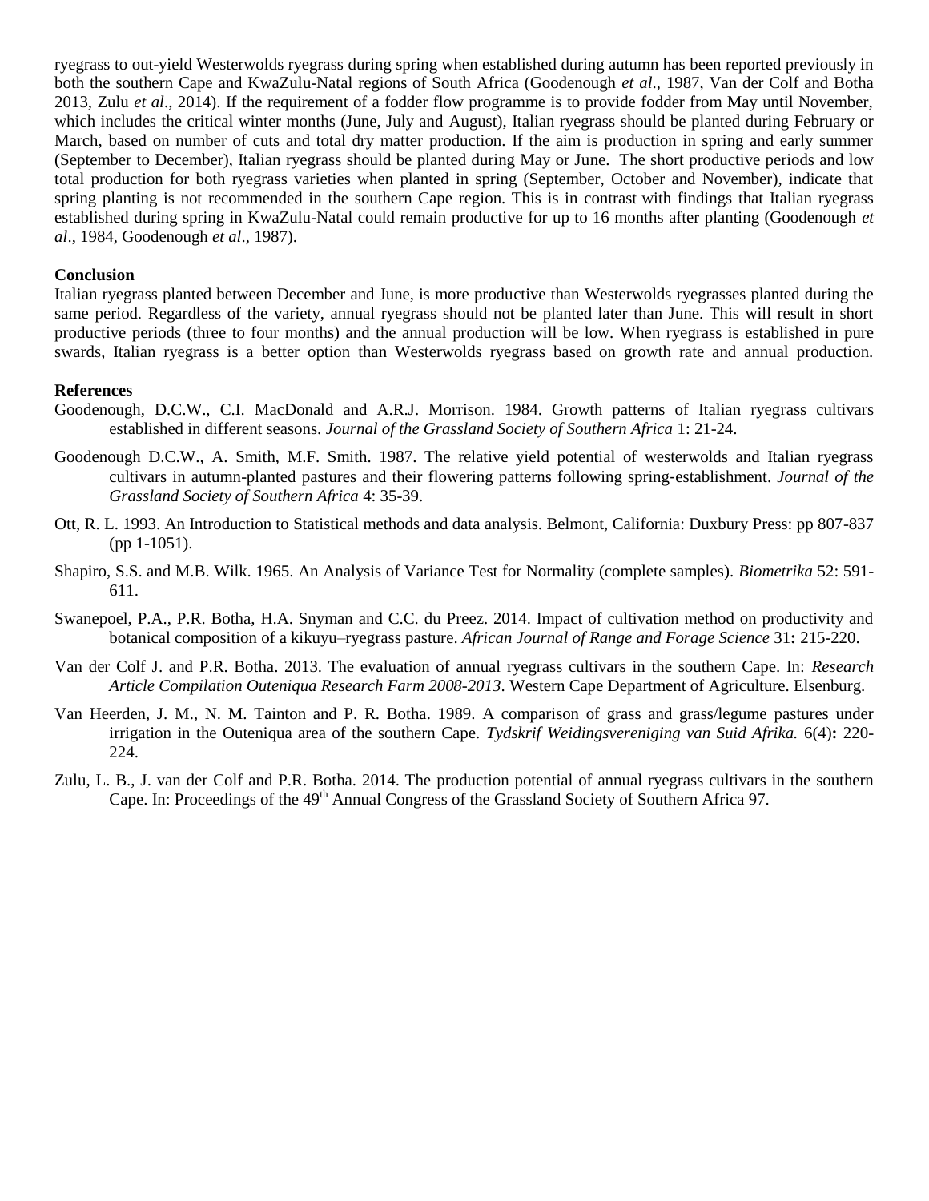ryegrass to out-yield Westerwolds ryegrass during spring when established during autumn has been reported previously in both the southern Cape and KwaZulu-Natal regions of South Africa (Goodenough *et al*., 1987, Van der Colf and Botha 2013, Zulu *et al*., 2014). If the requirement of a fodder flow programme is to provide fodder from May until November, which includes the critical winter months (June, July and August), Italian ryegrass should be planted during February or March, based on number of cuts and total dry matter production. If the aim is production in spring and early summer (September to December), Italian ryegrass should be planted during May or June. The short productive periods and low total production for both ryegrass varieties when planted in spring (September, October and November), indicate that spring planting is not recommended in the southern Cape region. This is in contrast with findings that Italian ryegrass established during spring in KwaZulu-Natal could remain productive for up to 16 months after planting (Goodenough *et al*., 1984, Goodenough *et al*., 1987).

**Conclusion**

Italian ryegrass planted between December and June, is more productive than Westerwolds ryegrasses planted during the same period. Regardless of the variety, annual ryegrass should not be planted later than June. This will result in short productive periods (three to four months) and the annual production will be low. When ryegrass is established in pure swards, Italian ryegrass is a better option than Westerwolds ryegrass based on growth rate and annual production.

**References**

Goodenough, D.C.W., C.I. MacDonald and A.R.J. Morrison. 1984. Growth patterns of Italian ryegrass cultivars established in different seasons. *Journal of the Grassland Society of Southern Africa* 1: 21-24.

Goodenough D.C.W., A. Smith, M.F. Smith. 1987. The relative yield potential of westerwolds and Italian ryegrass cultivars in autumn-planted pastures and their flowering patterns following spring-establishment. *Journal of the Grassland Society of Southern Africa* 4: 35-39.

Ott, R. L. 1993. An Introduction to Statistical methods and data analysis. Belmont, California: Duxbury Press: pp 807-837 (pp 1-1051).

Shapiro, S.S. and M.B. Wilk. 1965. An Analysis of Variance Test for Normality (complete samples). *Biometrika* 52: 591-611.

Swanepoel, P.A., P.R. Botha, H.A. Snyman and C.C. du Preez. 2014. Impact of cultivation method on productivity and botanical composition of a kikuyu–ryegrass pasture. *African Journal of Range and Forage Science* 31**:** 215-220.

Van der Colf J. and P.R. Botha. 2013. The evaluation of annual ryegrass cultivars in the southern Cape. In: *Research Article Compilation Outeniqua Research Farm 2008-2013*. Western Cape Department of Agriculture. Elsenburg.

Van Heerden, J. M., N. M. Tainton and P. R. Botha. 1989. A comparison of grass and grass/legume pastures under irrigation in the Outeniqua area of the southern Cape. *Tydskrif Weidingsvereniging van Suid Afrika.* 6(4)**:** 220-224.

Zulu, L. B., J. van der Colf and P.R. Botha. 2014. The production potential of annual ryegrass cultivars in the southern Cape. In: Proceedings of the 49th Annual Congress of the Grassland Society of Southern Africa 97.